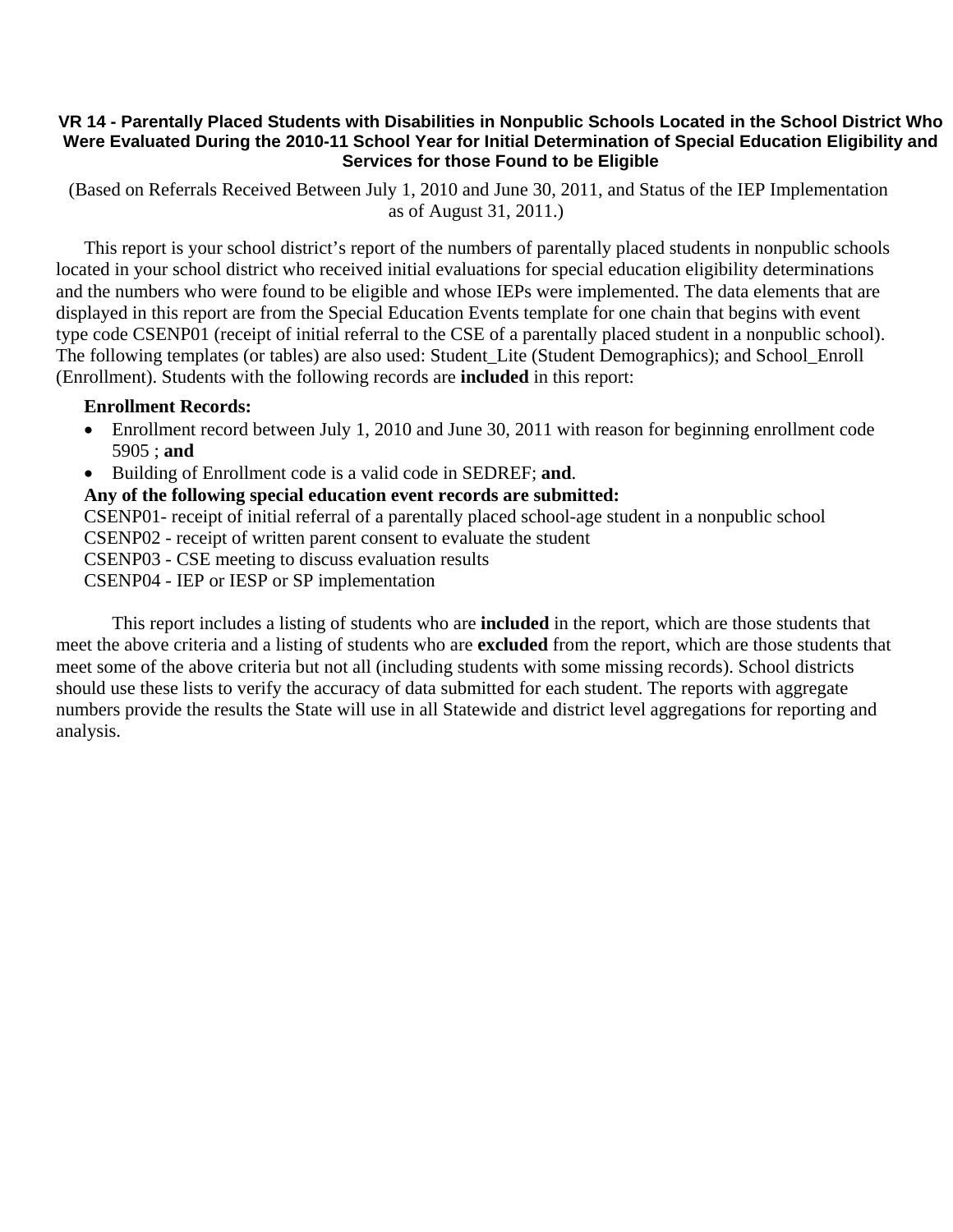## VR 14 - Parentally Placed Students with Disabilities in Nonpublic Schools Located in the School District Who Were Evaluated During the 2010-11 School Year for Initial Determination of Special Education Eligibility and Services for those Found to be Eligible

(Based on Referrals Received Between July 1, 2010 and June 30, 2011, and Status of the IEP Implementation as of August 31, 2011.)

This report is your school district's report of the numbers of parentally placed students in nonpublic schools located in your school district who received initial evaluations for special education eligibility determinations and the numbers who were found to be eligible and whose IEPs were implemented. The data elements that are displayed in this report are from the Special Education Events template for one chain that begins with event type code CSENP01 (receipt of initial referral to the CSE of a parentally placed student in a nonpublic school). The following templates (or tables) are also used: Student_Lite (Student Demographics); and School_Enroll (Enrollment). Students with the following records are **included** in this report:

**Enrollment Records:**

- Enrollment record between July 1, 2010 and June 30, 2011 with reason for beginning enrollment code 5905 ; **and**
- Building of Enrollment code is a valid code in SEDREF; **and**.

**Any of the following special education event records are submitted:**

CSENP01- receipt of initial referral of a parentally placed school-age student in a nonpublic school
CSENP02 - receipt of written parent consent to evaluate the student
CSENP03 - CSE meeting to discuss evaluation results
CSENP04 - IEP or IESP or SP implementation

This report includes a listing of students who are **included** in the report, which are those students that meet the above criteria and a listing of students who are **excluded** from the report, which are those students that meet some of the above criteria but not all (including students with some missing records). School districts should use these lists to verify the accuracy of data submitted for each student. The reports with aggregate numbers provide the results the State will use in all Statewide and district level aggregations for reporting and analysis.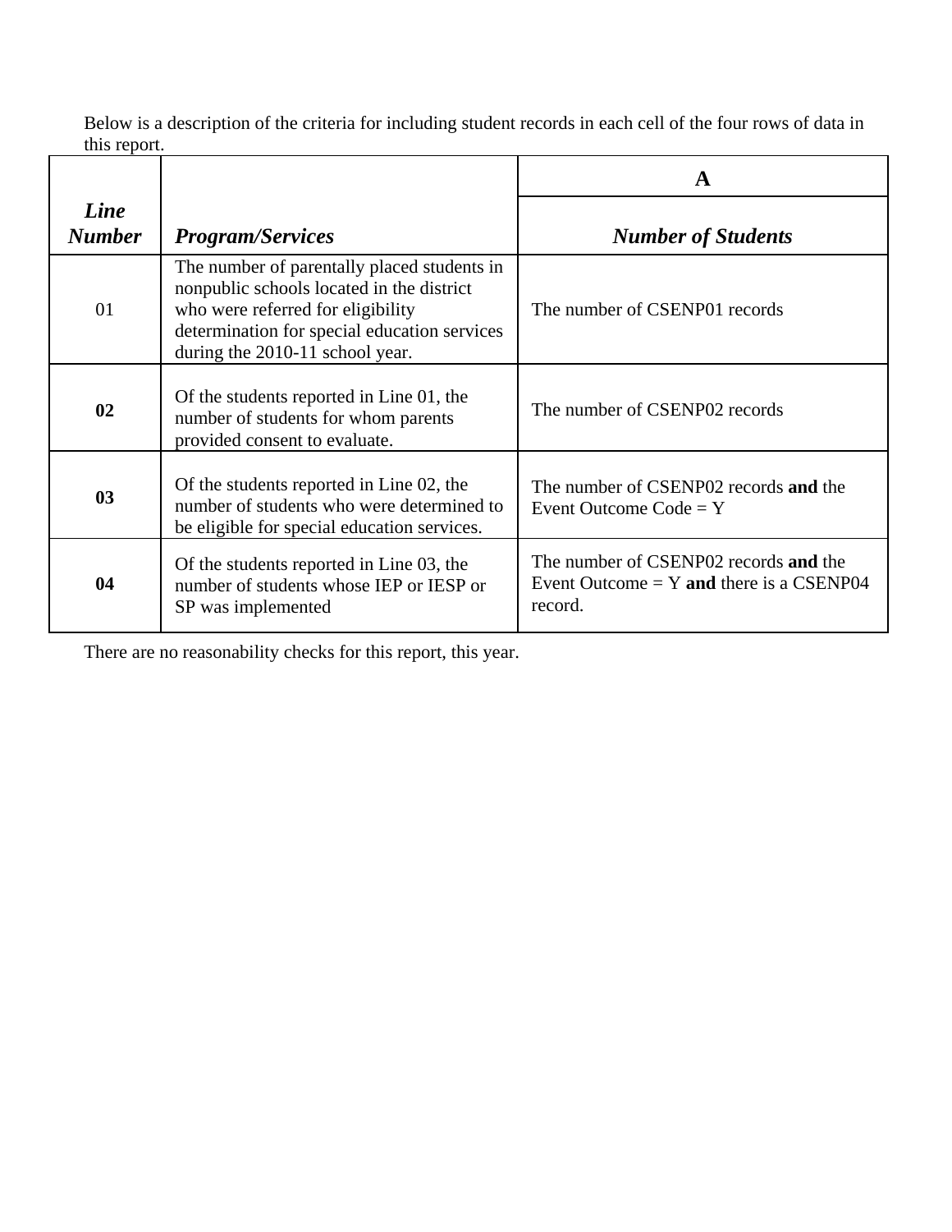Below is a description of the criteria for including student records in each cell of the four rows of data in this report.

| *Line Number* | *Program/Services* | A |
|---|---|---|
| | | ***Number of Students*** |
| 01 | The number of parentally placed students in nonpublic schools located in the district who were referred for eligibility determination for special education services during the 2010-11 school year. | The number of CSENP01 records |
| **02** | Of the students reported in Line 01, the number of students for whom parents provided consent to evaluate. | The number of CSENP02 records |
| **03** | Of the students reported in Line 02, the number of students who were determined to be eligible for special education services. | The number of CSENP02 records **and** the Event Outcome Code = Y |
| **04** | Of the students reported in Line 03, the number of students whose IEP or IESP or SP was implemented | The number of CSENP02 records **and** the Event Outcome = Y **and** there is a CSENP04 record. |

There are no reasonability checks for this report, this year.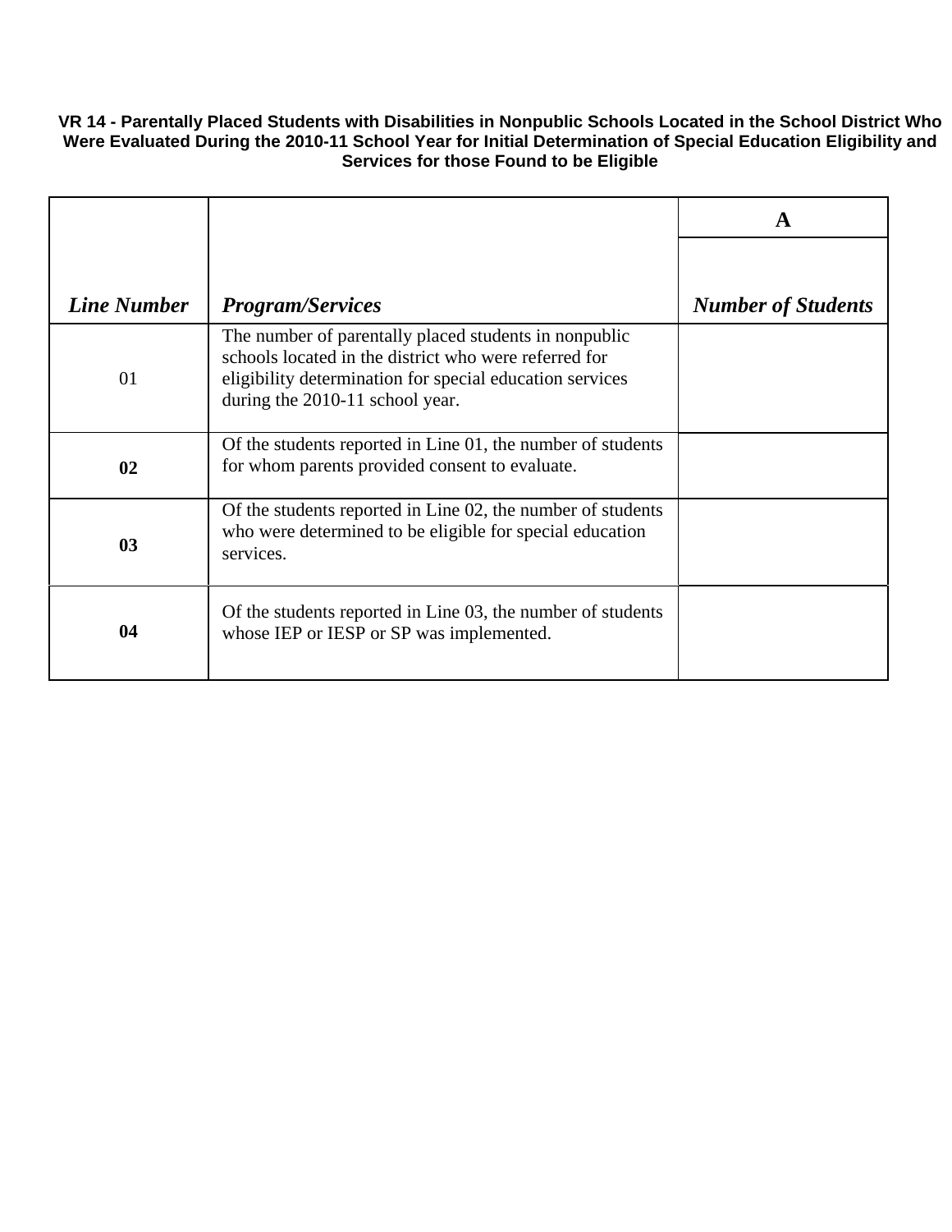**VR 14 - Parentally Placed Students with Disabilities in Nonpublic Schools Located in the School District Who Were Evaluated During the 2010-11 School Year for Initial Determination of Special Education Eligibility and Services for those Found to be Eligible**

| | | **A** |
|---|---|---|
| ***Line Number*** | ***Program/Services*** | ***Number of Students*** |
| 01 | The number of parentally placed students in nonpublic schools located in the district who were referred for eligibility determination for special education services during the 2010-11 school year. | |
| **02** | Of the students reported in Line 01, the number of students for whom parents provided consent to evaluate. | |
| **03** | Of the students reported in Line 02, the number of students who were determined to be eligible for special education services. | |
| **04** | Of the students reported in Line 03, the number of students whose IEP or IESP or SP was implemented. | |